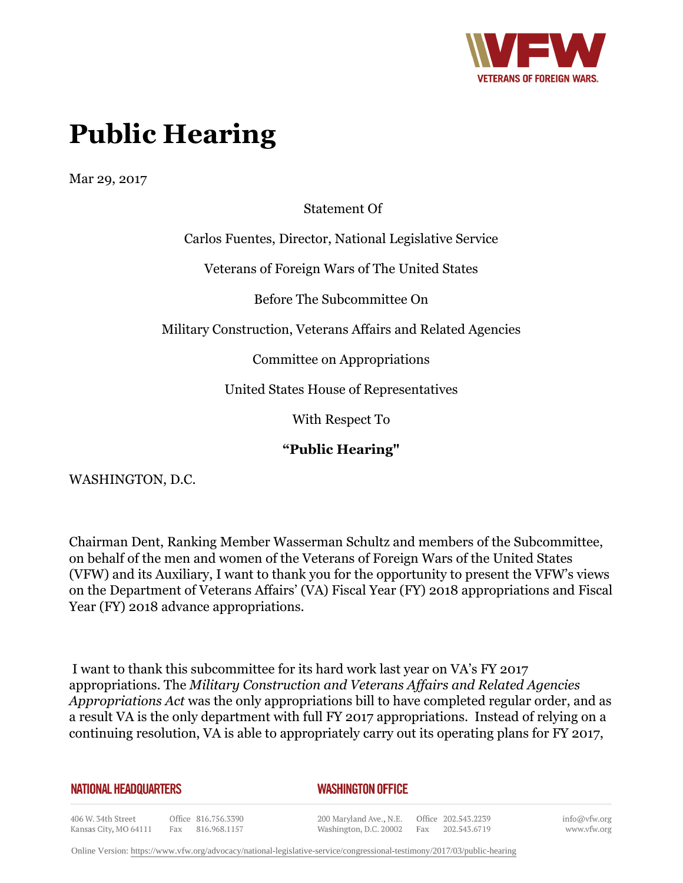# Public Hearing

Mar 29, 2017

Statement Of

Carlos Fuentes, Director, National Legislative Service

Veterans of Foreign Wars of The United States

Before The Subcommittee On

Military Construction, Veterans Affairs and Related Agencies

Committee on Appropriations

United States House of Representatives

With Respect To

**"Public Hearing"**

WASHINGTON, D.C.

Chairman Dent, Ranking Member Wasserman Schultz and members of the Subcommittee, on behalf of the men and women of the Veterans of Foreign Wars of the United States (VFW) and its Auxiliary, I want to thank you for the opportunity to present the VFW's views on the Department of Veterans Affairs' (VA) Fiscal Year (FY) 2018 appropriations and Fiscal Year (FY) 2018 advance appropriations.

I want to thank this subcommittee for its hard work last year on VA's FY 2017 appropriations. The *Military Construction and Veterans Affairs and Related Agencies Appropriations Act* was the only appropriations bill to have completed regular order, and as a result VA is the only department with full FY 2017 appropriations. Instead of relying on a continuing resolution, VA is able to appropriately carry out its operating plans for FY 2017,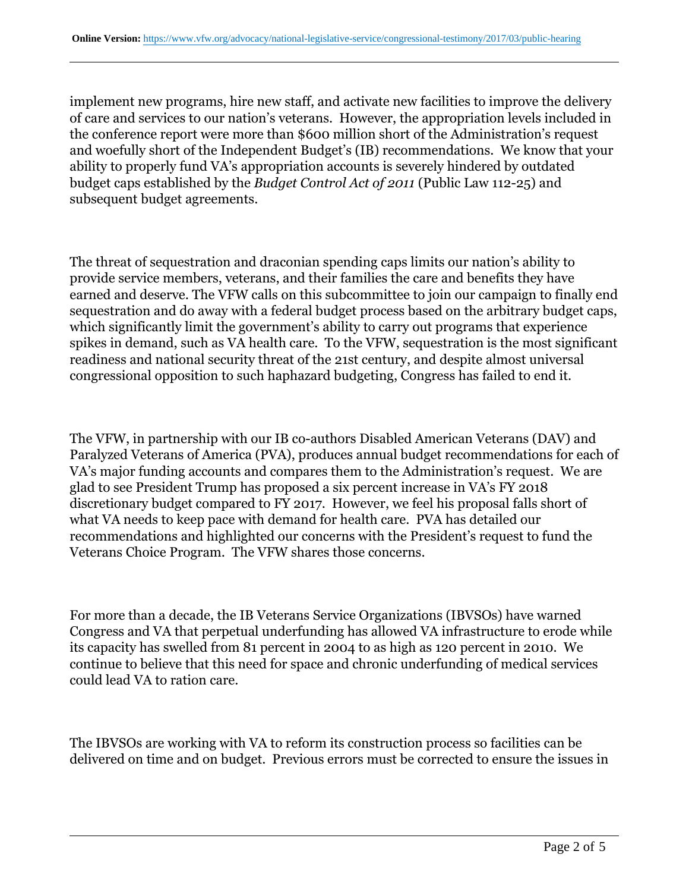implement new programs, hire new staff, and activate new facilities to improve the delivery of care and services to our nation's veterans. However, the appropriation levels included in the conference report were more than $600 million short of the Administration's request and woefully short of the Independent Budget's (IB) recommendations. We know that your ability to properly fund VA's appropriation accounts is severely hindered by outdated budget caps established by the *Budget Control Act of 2011* (Public Law 112-25) and subsequent budget agreements.

The threat of sequestration and draconian spending caps limits our nation's ability to provide service members, veterans, and their families the care and benefits they have earned and deserve. The VFW calls on this subcommittee to join our campaign to finally end sequestration and do away with a federal budget process based on the arbitrary budget caps, which significantly limit the government's ability to carry out programs that experience spikes in demand, such as VA health care. To the VFW, sequestration is the most significant readiness and national security threat of the 21st century, and despite almost universal congressional opposition to such haphazard budgeting, Congress has failed to end it.

The VFW, in partnership with our IB co-authors Disabled American Veterans (DAV) and Paralyzed Veterans of America (PVA), produces annual budget recommendations for each of VA's major funding accounts and compares them to the Administration's request. We are glad to see President Trump has proposed a six percent increase in VA's FY 2018 discretionary budget compared to FY 2017. However, we feel his proposal falls short of what VA needs to keep pace with demand for health care. PVA has detailed our recommendations and highlighted our concerns with the President's request to fund the Veterans Choice Program. The VFW shares those concerns.

For more than a decade, the IB Veterans Service Organizations (IBVSOs) have warned Congress and VA that perpetual underfunding has allowed VA infrastructure to erode while its capacity has swelled from 81 percent in 2004 to as high as 120 percent in 2010. We continue to believe that this need for space and chronic underfunding of medical services could lead VA to ration care.

The IBVSOs are working with VA to reform its construction process so facilities can be delivered on time and on budget. Previous errors must be corrected to ensure the issues in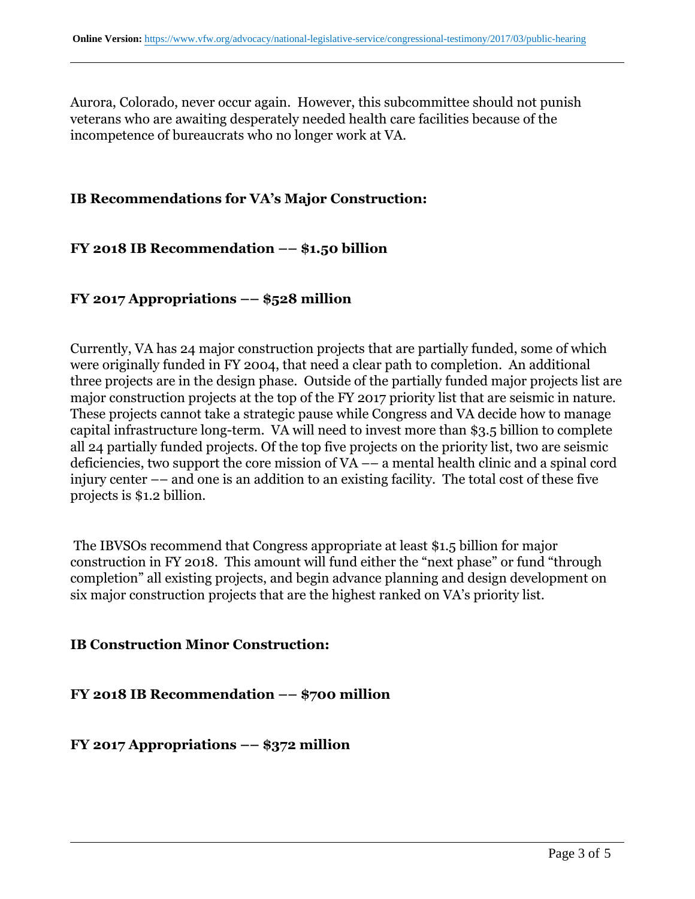Aurora, Colorado, never occur again. However, this subcommittee should not punish veterans who are awaiting desperately needed health care facilities because of the incompetence of bureaucrats who no longer work at VA.

**IB Recommendations for VA's Major Construction:**

**FY 2018 IB Recommendation –– $1.50 billion**

**FY 2017 Appropriations –– $528 million**

Currently, VA has 24 major construction projects that are partially funded, some of which were originally funded in FY 2004, that need a clear path to completion. An additional three projects are in the design phase. Outside of the partially funded major projects list are major construction projects at the top of the FY 2017 priority list that are seismic in nature. These projects cannot take a strategic pause while Congress and VA decide how to manage capital infrastructure long-term. VA will need to invest more than $3.5 billion to complete all 24 partially funded projects. Of the top five projects on the priority list, two are seismic deficiencies, two support the core mission of VA –– a mental health clinic and a spinal cord injury center –– and one is an addition to an existing facility. The total cost of these five projects is $1.2 billion.

The IBVSOs recommend that Congress appropriate at least $1.5 billion for major construction in FY 2018. This amount will fund either the "next phase" or fund "through completion" all existing projects, and begin advance planning and design development on six major construction projects that are the highest ranked on VA's priority list.

**IB Construction Minor Construction:**

**FY 2018 IB Recommendation –– $700 million**

**FY 2017 Appropriations –– $372 million**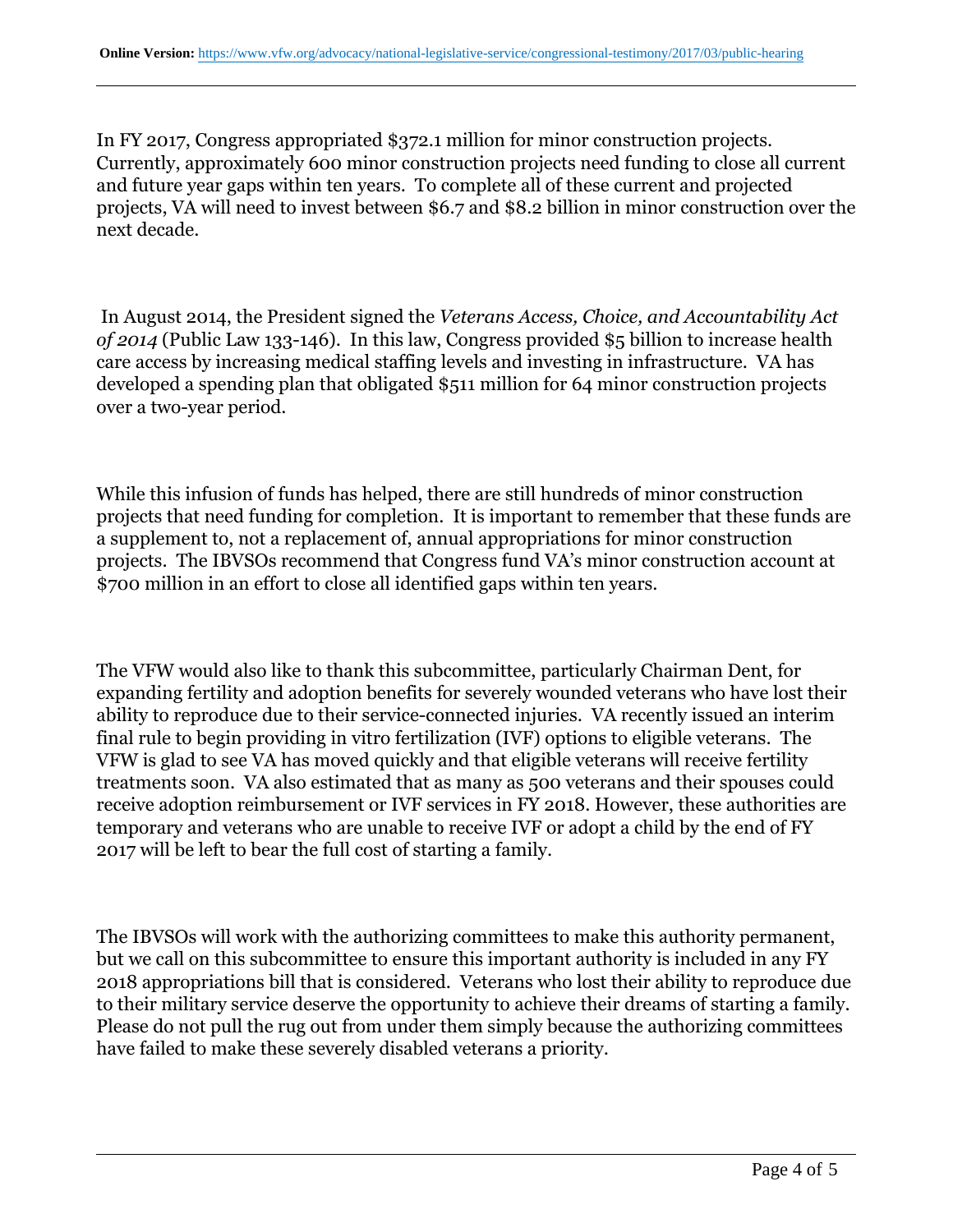In FY 2017, Congress appropriated $372.1 million for minor construction projects. Currently, approximately 600 minor construction projects need funding to close all current and future year gaps within ten years. To complete all of these current and projected projects, VA will need to invest between $6.7 and $8.2 billion in minor construction over the next decade.

In August 2014, the President signed the *Veterans Access, Choice, and Accountability Act of 2014* (Public Law 133-146). In this law, Congress provided $5 billion to increase health care access by increasing medical staffing levels and investing in infrastructure. VA has developed a spending plan that obligated $511 million for 64 minor construction projects over a two-year period.

While this infusion of funds has helped, there are still hundreds of minor construction projects that need funding for completion. It is important to remember that these funds are a supplement to, not a replacement of, annual appropriations for minor construction projects. The IBVSOs recommend that Congress fund VA's minor construction account at $700 million in an effort to close all identified gaps within ten years.

The VFW would also like to thank this subcommittee, particularly Chairman Dent, for expanding fertility and adoption benefits for severely wounded veterans who have lost their ability to reproduce due to their service-connected injuries. VA recently issued an interim final rule to begin providing in vitro fertilization (IVF) options to eligible veterans. The VFW is glad to see VA has moved quickly and that eligible veterans will receive fertility treatments soon. VA also estimated that as many as 500 veterans and their spouses could receive adoption reimbursement or IVF services in FY 2018. However, these authorities are temporary and veterans who are unable to receive IVF or adopt a child by the end of FY 2017 will be left to bear the full cost of starting a family.

The IBVSOs will work with the authorizing committees to make this authority permanent, but we call on this subcommittee to ensure this important authority is included in any FY 2018 appropriations bill that is considered. Veterans who lost their ability to reproduce due to their military service deserve the opportunity to achieve their dreams of starting a family. Please do not pull the rug out from under them simply because the authorizing committees have failed to make these severely disabled veterans a priority.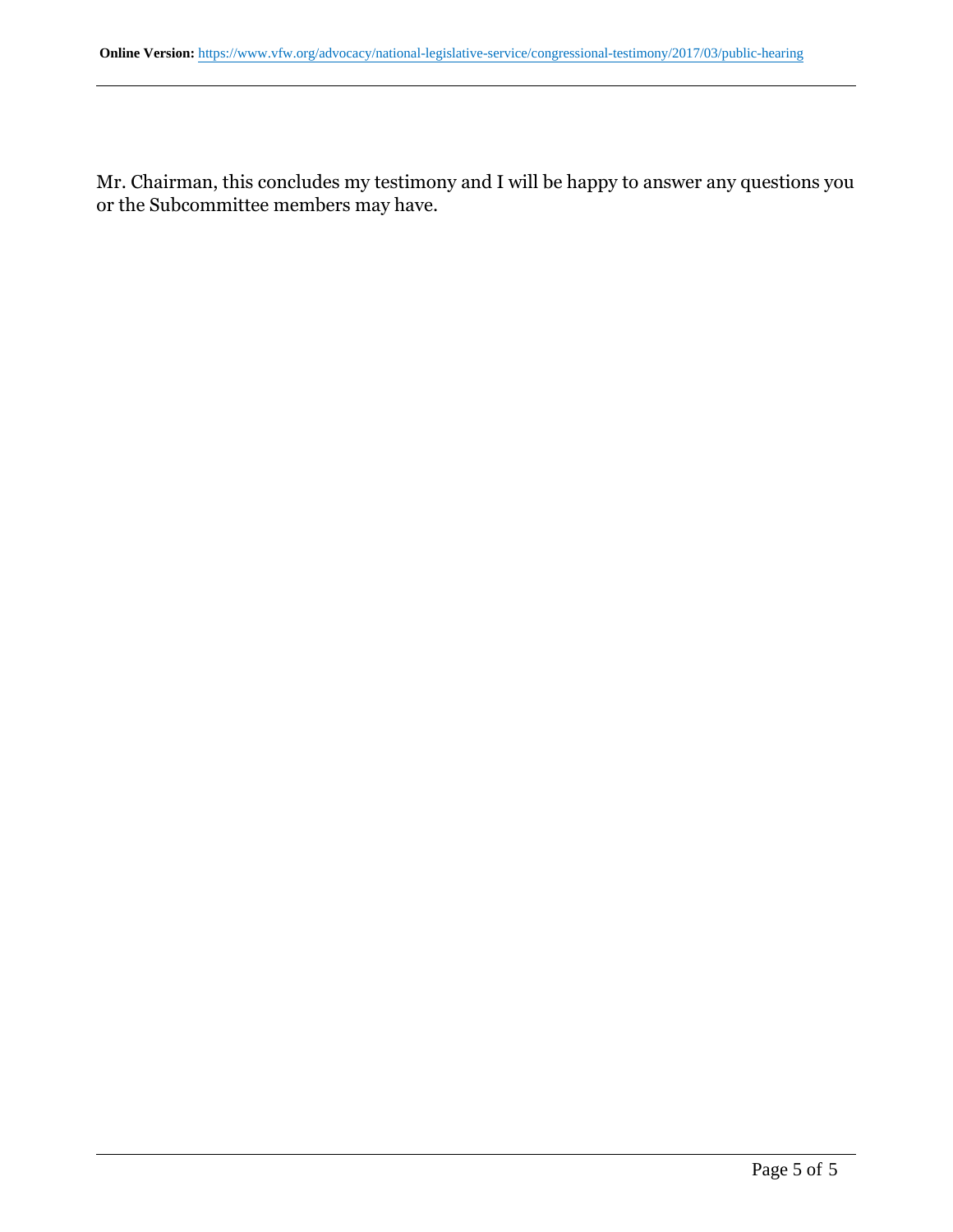Mr. Chairman, this concludes my testimony and I will be happy to answer any questions you or the Subcommittee members may have.